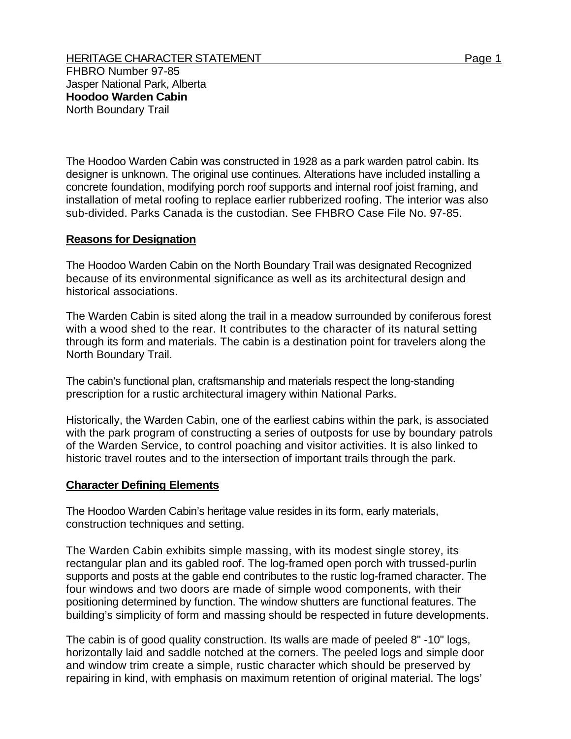HERITAGE CHARACTER STATEMENT

FHBRO Number 97-85
Jasper National Park, Alberta
**Hoodoo Warden Cabin**
North Boundary Trail

The Hoodoo Warden Cabin was constructed in 1928 as a park warden patrol cabin. Its designer is unknown. The original use continues. Alterations have included installing a concrete foundation, modifying porch roof supports and internal roof joist framing, and installation of metal roofing to replace earlier rubberized roofing. The interior was also sub-divided. Parks Canada is the custodian. See FHBRO Case File No. 97-85.

## Reasons for Designation

The Hoodoo Warden Cabin on the North Boundary Trail was designated Recognized because of its environmental significance as well as its architectural design and historical associations.

The Warden Cabin is sited along the trail in a meadow surrounded by coniferous forest with a wood shed to the rear. It contributes to the character of its natural setting through its form and materials. The cabin is a destination point for travelers along the North Boundary Trail.

The cabin's functional plan, craftsmanship and materials respect the long-standing prescription for a rustic architectural imagery within National Parks.

Historically, the Warden Cabin, one of the earliest cabins within the park, is associated with the park program of constructing a series of outposts for use by boundary patrols of the Warden Service, to control poaching and visitor activities. It is also linked to historic travel routes and to the intersection of important trails through the park.

## Character Defining Elements

The Hoodoo Warden Cabin's heritage value resides in its form, early materials, construction techniques and setting.

The Warden Cabin exhibits simple massing, with its modest single storey, its rectangular plan and its gabled roof. The log-framed open porch with trussed-purlin supports and posts at the gable end contributes to the rustic log-framed character. The four windows and two doors are made of simple wood components, with their positioning determined by function. The window shutters are functional features. The building's simplicity of form and massing should be respected in future developments.

The cabin is of good quality construction. Its walls are made of peeled 8" -10" logs, horizontally laid and saddle notched at the corners. The peeled logs and simple door and window trim create a simple, rustic character which should be preserved by repairing in kind, with emphasis on maximum retention of original material. The logs'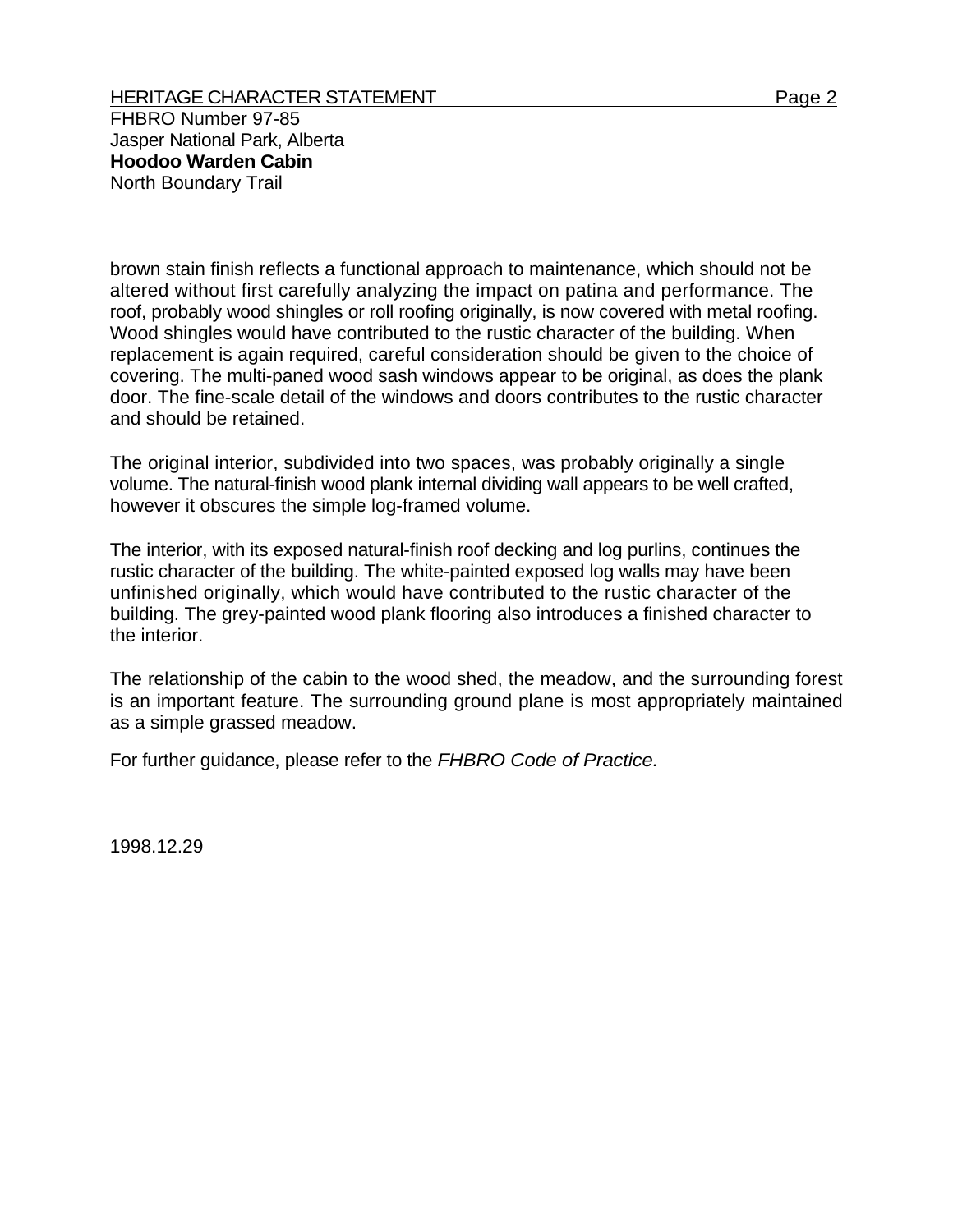brown stain finish reflects a functional approach to maintenance, which should not be altered without first carefully analyzing the impact on patina and performance. The roof, probably wood shingles or roll roofing originally, is now covered with metal roofing. Wood shingles would have contributed to the rustic character of the building. When replacement is again required, careful consideration should be given to the choice of covering. The multi-paned wood sash windows appear to be original, as does the plank door. The fine-scale detail of the windows and doors contributes to the rustic character and should be retained.

The original interior, subdivided into two spaces, was probably originally a single volume. The natural-finish wood plank internal dividing wall appears to be well crafted, however it obscures the simple log-framed volume.

The interior, with its exposed natural-finish roof decking and log purlins, continues the rustic character of the building. The white-painted exposed log walls may have been unfinished originally, which would have contributed to the rustic character of the building. The grey-painted wood plank flooring also introduces a finished character to the interior.

The relationship of the cabin to the wood shed, the meadow, and the surrounding forest is an important feature. The surrounding ground plane is most appropriately maintained as a simple grassed meadow.

For further guidance, please refer to the *FHBRO Code of Practice.*

1998.12.29